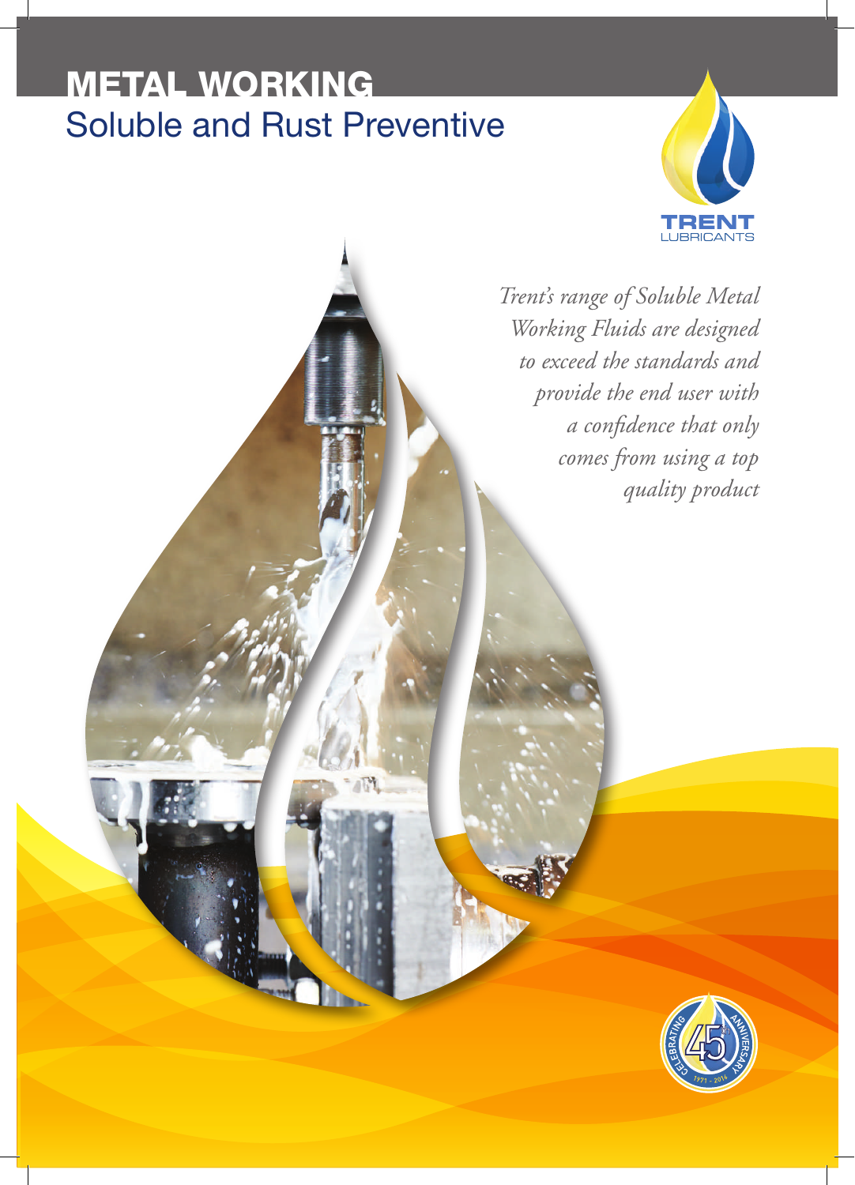# METAL WORKING

## Soluble and Rust Preventive

TRENT
LUBRICANTS

*Trent's range of Soluble Metal Working Fluids are designed to exceed the standards and provide the end user with a confidence that only comes from using a top quality product*

CELEBRATING 45th ANNIVERSARY 1971 – 2016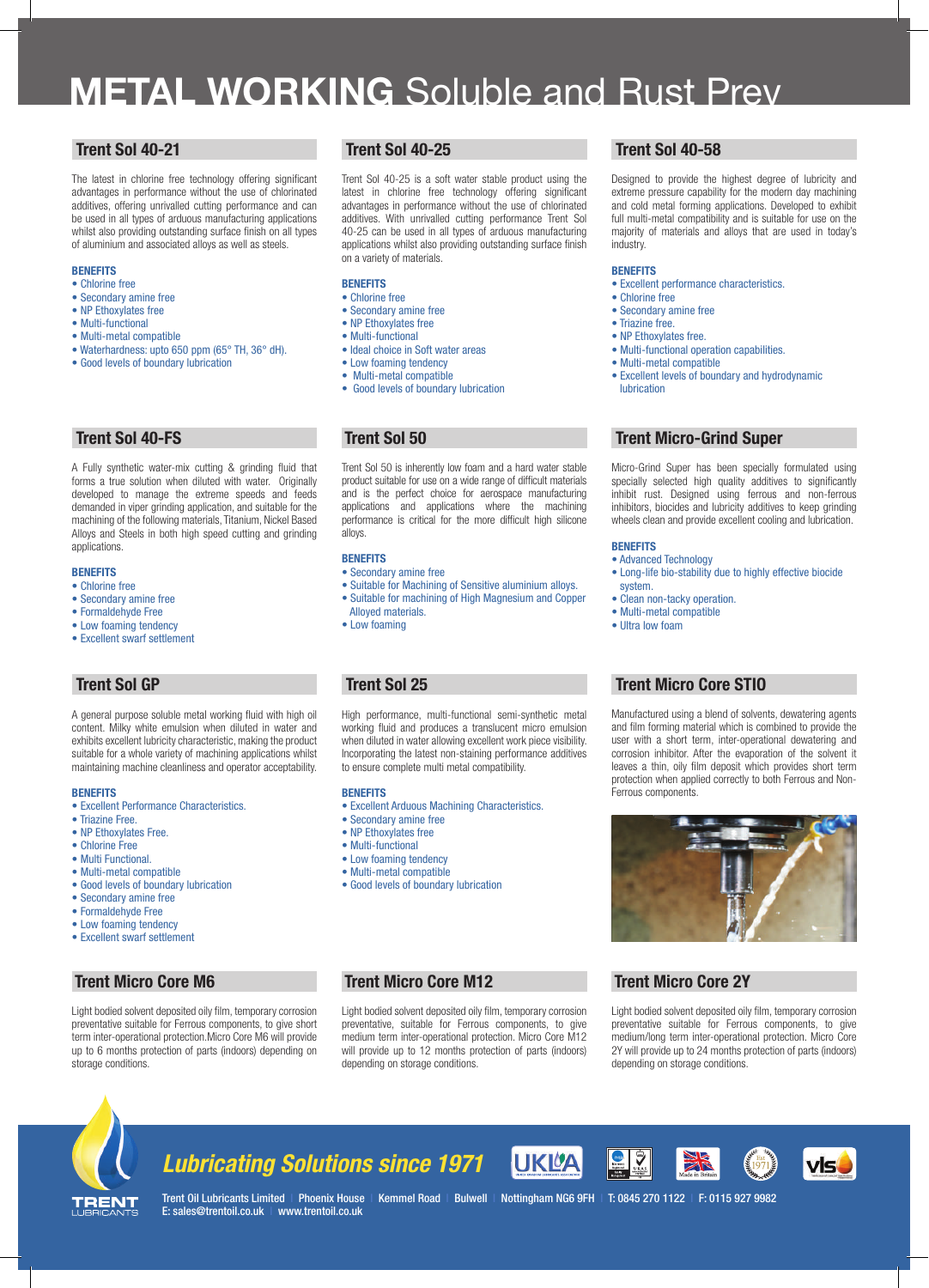# METAL WORKING Soluble and Rust Prev

## Trent Sol 40-21

The latest in chlorine free technology offering significant advantages in performance without the use of chlorinated additives, offering unrivalled cutting performance and can be used in all types of arduous manufacturing applications whilst also providing outstanding surface finish on all types of aluminium and associated alloys as well as steels.

**BENEFITS**

- Chlorine free
- Secondary amine free
- NP Ethoxylates free
- Multi-functional
- Multi-metal compatible
- Waterhardness: upto 650 ppm (65° TH, 36° dH).
- Good levels of boundary lubrication

## Trent Sol 40-25

Trent Sol 40-25 is a soft water stable product using the latest in chlorine free technology offering significant advantages in performance without the use of chlorinated additives. With unrivalled cutting performance Trent Sol 40-25 can be used in all types of arduous manufacturing applications whilst also providing outstanding surface finish on a variety of materials.

**BENEFITS**

- Chlorine free
- Secondary amine free
- NP Ethoxylates free
- Multi-functional
- Ideal choice in Soft water areas
- Low foaming tendency
- Multi-metal compatible
- Good levels of boundary lubrication

## Trent Sol 40-58

Designed to provide the highest degree of lubricity and extreme pressure capability for the modern day machining and cold metal forming applications. Developed to exhibit full multi-metal compatibility and is suitable for use on the majority of materials and alloys that are used in today's industry.

**BENEFITS**

- Excellent performance characteristics.
- Chlorine free
- Secondary amine free
- Triazine free.
- NP Ethoxylates free.
- Multi-functional operation capabilities.
- Multi-metal compatible
- Excellent levels of boundary and hydrodynamic lubrication

## Trent Sol 40-FS

A Fully synthetic water-mix cutting & grinding fluid that forms a true solution when diluted with water. Originally developed to manage the extreme speeds and feeds demanded in viper grinding application, and suitable for the machining of the following materials, Titanium, Nickel Based Alloys and Steels in both high speed cutting and grinding applications.

**BENEFITS**

- Chlorine free
- Secondary amine free
- Formaldehyde Free
- Low foaming tendency
- Excellent swarf settlement

## Trent Sol 50

Trent Sol 50 is inherently low foam and a hard water stable product suitable for use on a wide range of difficult materials and is the perfect choice for aerospace manufacturing applications and applications where the machining performance is critical for the more difficult high silicone alloys.

**BENEFITS**

- Secondary amine free
- Suitable for Machining of Sensitive aluminium alloys.
- Suitable for machining of High Magnesium and Copper Alloyed materials.
- Low foaming

## Trent Micro-Grind Super

Micro-Grind Super has been specially formulated using specially selected high quality additives to significantly inhibit rust. Designed using ferrous and non-ferrous inhibitors, biocides and lubricity additives to keep grinding wheels clean and provide excellent cooling and lubrication.

**BENEFITS**

- Advanced Technology
- Long-life bio-stability due to highly effective biocide system.
- Clean non-tacky operation.
- Multi-metal compatible
- Ultra low foam

## Trent Sol GP

A general purpose soluble metal working fluid with high oil content. Milky white emulsion when diluted in water and exhibits excellent lubricity characteristic, making the product suitable for a whole variety of machining applications whilst maintaining machine cleanliness and operator acceptability.

**BENEFITS**

- Excellent Performance Characteristics.
- Triazine Free.
- NP Ethoxylates Free.
- Chlorine Free
- Multi Functional.
- Multi-metal compatible
- Good levels of boundary lubrication
- Secondary amine free
- Formaldehyde Free
- Low foaming tendency
- Excellent swarf settlement

## Trent Sol 25

High performance, multi-functional semi-synthetic metal working fluid and produces a translucent micro emulsion when diluted in water allowing excellent work piece visibility. Incorporating the latest non-staining performance additives to ensure complete multi metal compatibility.

**BENEFITS**

- Excellent Arduous Machining Characteristics.
- Secondary amine free
- NP Ethoxylates free
- Multi-functional
- Low foaming tendency
- Multi-metal compatible
- Good levels of boundary lubrication

## Trent Micro Core STIO

Manufactured using a blend of solvents, dewatering agents and film forming material which is combined to provide the user with a short term, inter-operational dewatering and corrosion inhibitor. After the evaporation of the solvent it leaves a thin, oily film deposit which provides short term protection when applied correctly to both Ferrous and Non-Ferrous components.

## Trent Micro Core M6

Light bodied solvent deposited oily film, temporary corrosion preventative suitable for Ferrous components, to give short term inter-operational protection.Micro Core M6 will provide up to 6 months protection of parts (indoors) depending on storage conditions.

## Trent Micro Core M12

Light bodied solvent deposited oily film, temporary corrosion preventative, suitable for Ferrous components, to give medium term inter-operational protection. Micro Core M12 will provide up to 12 months protection of parts (indoors) depending on storage conditions.

## Trent Micro Core 2Y

Light bodied solvent deposited oily film, temporary corrosion preventative suitable for Ferrous components, to give medium/long term inter-operational protection. Micro Core 2Y will provide up to 24 months protection of parts (indoors) depending on storage conditions.

TRENT LUBRICANTS

*Lubricating Solutions since 1971*

Trent Oil Lubricants Limited | Phoenix House | Kemmel Road | Bulwell | Nottingham NG6 9FH | T: 0845 270 1122 | F: 0115 927 9982
E: sales@trentoil.co.uk | www.trentoil.co.uk